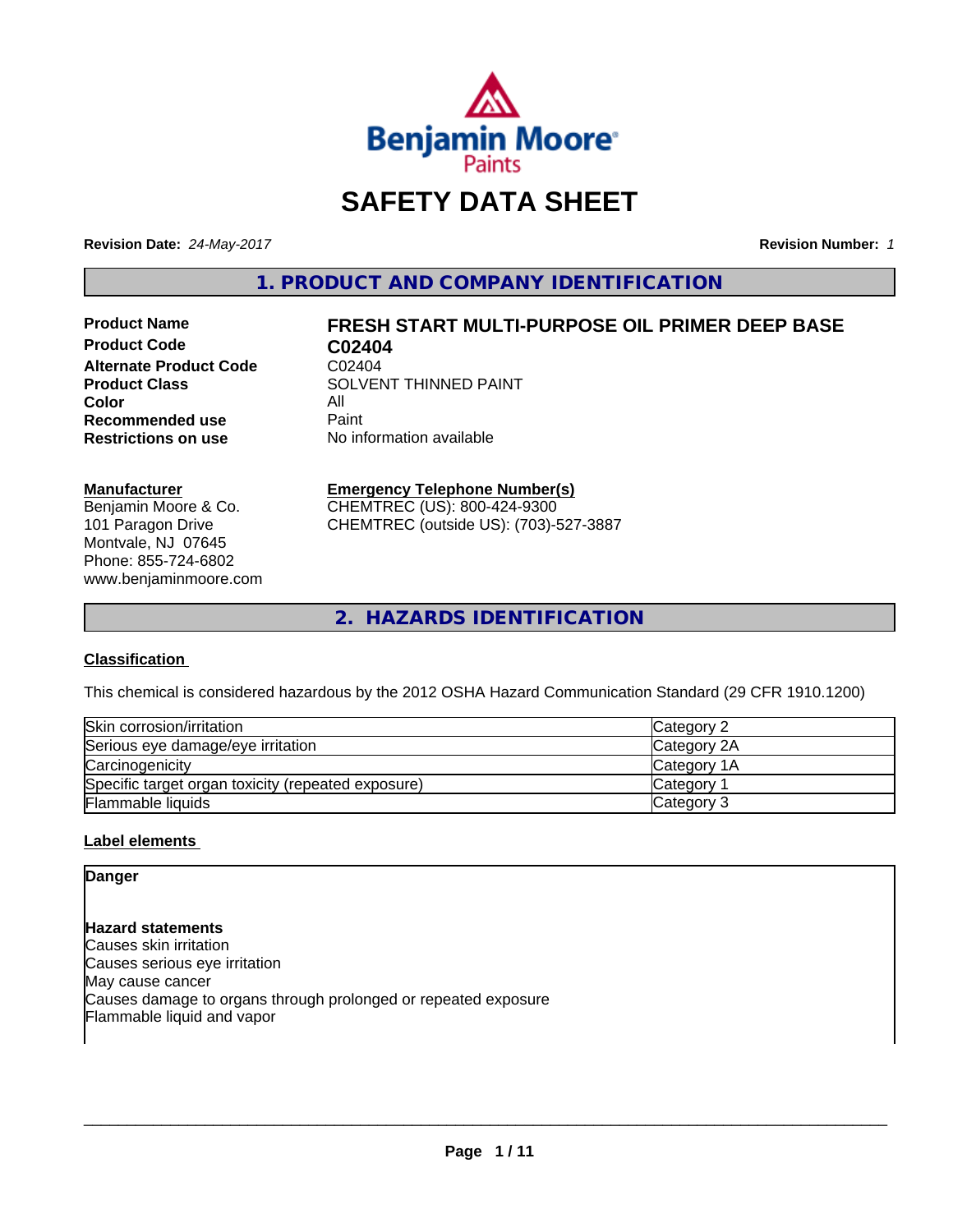# SAFETY DATA SHEET

**Revision Date:** *24-May-2017*

**Revision Number:** *1*

## 1. PRODUCT AND COMPANY IDENTIFICATION

| | |
|---|---|
| **Product Name** | **FRESH START MULTI-PURPOSE OIL PRIMER DEEP BASE** |
| **Product Code** | **C02404** |
| **Alternate Product Code** | C02404 |
| **Product Class** | SOLVENT THINNED PAINT |
| **Color** | All |
| **Recommended use** | Paint |
| **Restrictions on use** | No information available |

**Manufacturer**
Benjamin Moore & Co.
101 Paragon Drive
Montvale, NJ 07645
Phone: 855-724-6802
www.benjaminmoore.com

**Emergency Telephone Number(s)**
CHEMTREC (US): 800-424-9300
CHEMTREC (outside US): (703)-527-3887

## 2. HAZARDS IDENTIFICATION

### Classification

This chemical is considered hazardous by the 2012 OSHA Hazard Communication Standard (29 CFR 1910.1200)

| | |
|---|---|
| Skin corrosion/irritation | Category 2 |
| Serious eye damage/eye irritation | Category 2A |
| Carcinogenicity | Category 1A |
| Specific target organ toxicity (repeated exposure) | Category 1 |
| Flammable liquids | Category 3 |

### Label elements

**Danger**

**Hazard statements**
Causes skin irritation
Causes serious eye irritation
May cause cancer
Causes damage to organs through prolonged or repeated exposure
Flammable liquid and vapor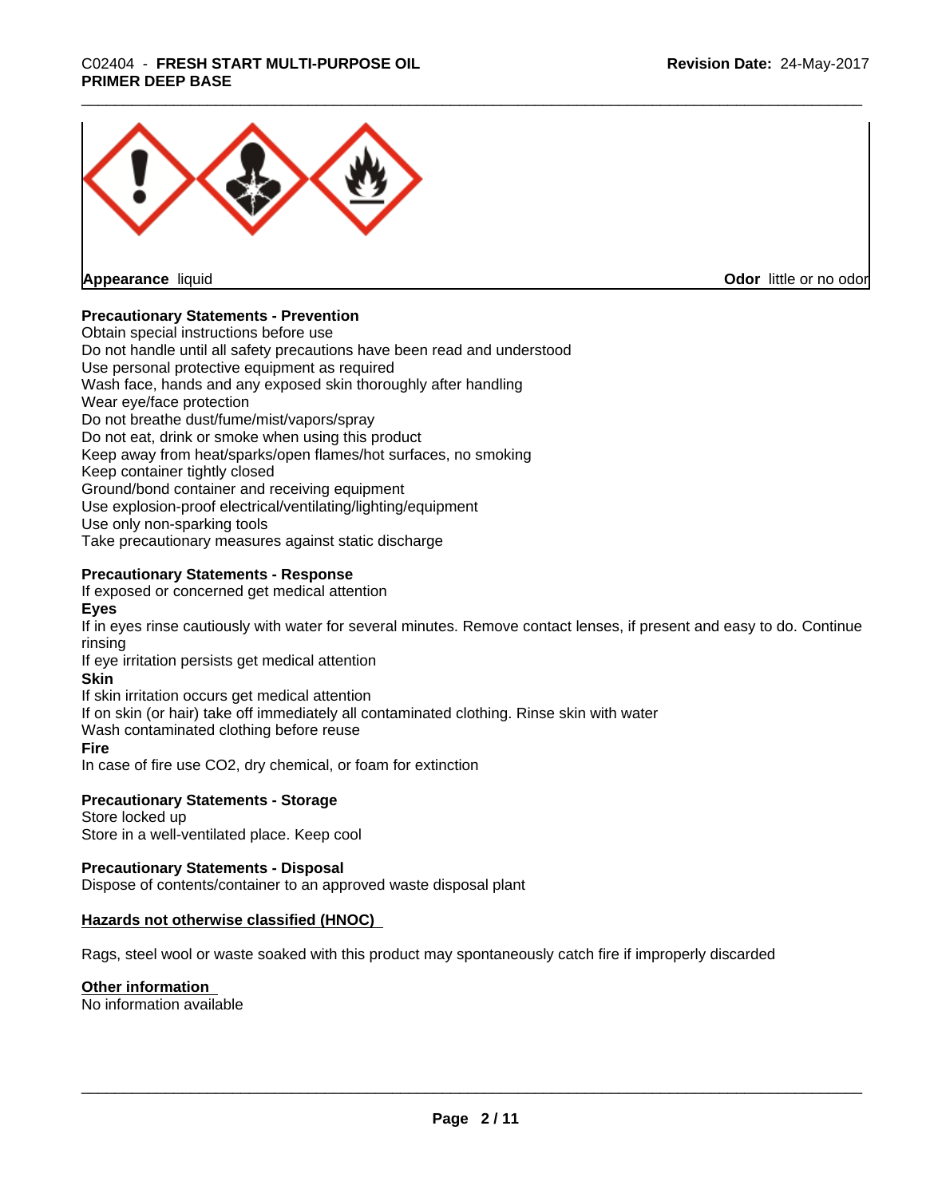**Appearance** liquid **Odor** little or no odor

**Precautionary Statements - Prevention**

Obtain special instructions before use
Do not handle until all safety precautions have been read and understood
Use personal protective equipment as required
Wash face, hands and any exposed skin thoroughly after handling
Wear eye/face protection
Do not breathe dust/fume/mist/vapors/spray
Do not eat, drink or smoke when using this product
Keep away from heat/sparks/open flames/hot surfaces, no smoking
Keep container tightly closed
Ground/bond container and receiving equipment
Use explosion-proof electrical/ventilating/lighting/equipment
Use only non-sparking tools
Take precautionary measures against static discharge

**Precautionary Statements - Response**

If exposed or concerned get medical attention

**Eyes**

If in eyes rinse cautiously with water for several minutes. Remove contact lenses, if present and easy to do. Continue rinsing
If eye irritation persists get medical attention

**Skin**

If skin irritation occurs get medical attention
If on skin (or hair) take off immediately all contaminated clothing. Rinse skin with water
Wash contaminated clothing before reuse

**Fire**

In case of fire use $CO_2$, dry chemical, or foam for extinction

**Precautionary Statements - Storage**

Store locked up
Store in a well-ventilated place. Keep cool

**Precautionary Statements - Disposal**

Dispose of contents/container to an approved waste disposal plant

**Hazards not otherwise classified (HNOC)**

Rags, steel wool or waste soaked with this product may spontaneously catch fire if improperly discarded

**Other information**

No information available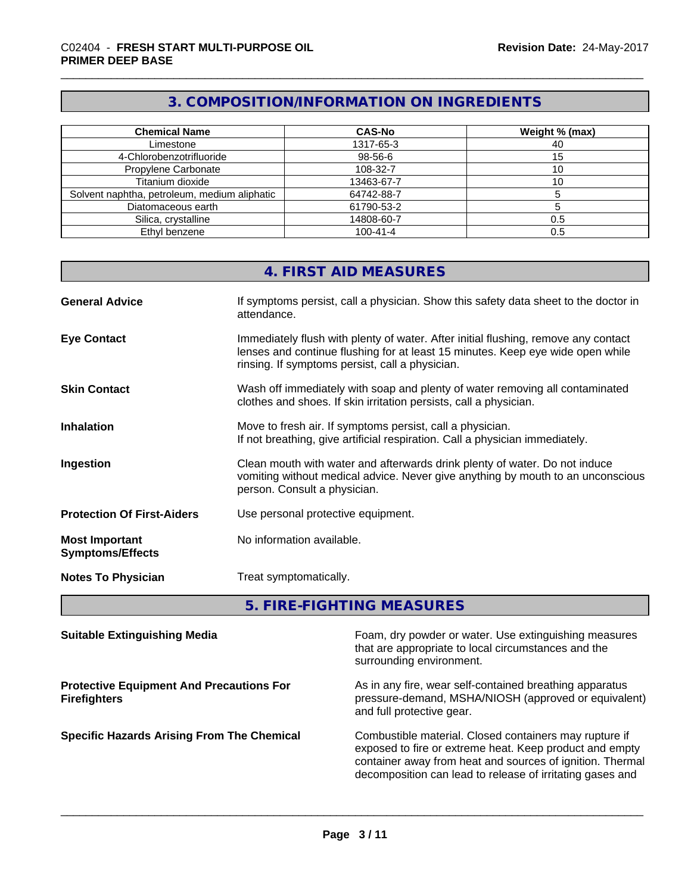## 3. COMPOSITION/INFORMATION ON INGREDIENTS

| Chemical Name | CAS-No | Weight % (max) |
|---|---|---|
| Limestone | 1317-65-3 | 40 |
| 4-Chlorobenzotrifluoride | 98-56-6 | 15 |
| Propylene Carbonate | 108-32-7 | 10 |
| Titanium dioxide | 13463-67-7 | 10 |
| Solvent naphtha, petroleum, medium aliphatic | 64742-88-7 | 5 |
| Diatomaceous earth | 61790-53-2 | 5 |
| Silica, crystalline | 14808-60-7 | 0.5 |
| Ethyl benzene | 100-41-4 | 0.5 |

## 4. FIRST AID MEASURES

**General Advice**
If symptoms persist, call a physician. Show this safety data sheet to the doctor in attendance.

**Eye Contact**
Immediately flush with plenty of water. After initial flushing, remove any contact lenses and continue flushing for at least 15 minutes. Keep eye wide open while rinsing. If symptoms persist, call a physician.

**Skin Contact**
Wash off immediately with soap and plenty of water removing all contaminated clothes and shoes. If skin irritation persists, call a physician.

**Inhalation**
Move to fresh air. If symptoms persist, call a physician.
If not breathing, give artificial respiration. Call a physician immediately.

**Ingestion**
Clean mouth with water and afterwards drink plenty of water. Do not induce vomiting without medical advice. Never give anything by mouth to an unconscious person. Consult a physician.

**Protection Of First-Aiders**
Use personal protective equipment.

**Most Important Symptoms/Effects**
No information available.

**Notes To Physician**
Treat symptomatically.

## 5. FIRE-FIGHTING MEASURES

**Suitable Extinguishing Media**
Foam, dry powder or water. Use extinguishing measures that are appropriate to local circumstances and the surrounding environment.

**Protective Equipment And Precautions For Firefighters**
As in any fire, wear self-contained breathing apparatus pressure-demand, MSHA/NIOSH (approved or equivalent) and full protective gear.

**Specific Hazards Arising From The Chemical**
Combustible material. Closed containers may rupture if exposed to fire or extreme heat. Keep product and empty container away from heat and sources of ignition. Thermal decomposition can lead to release of irritating gases and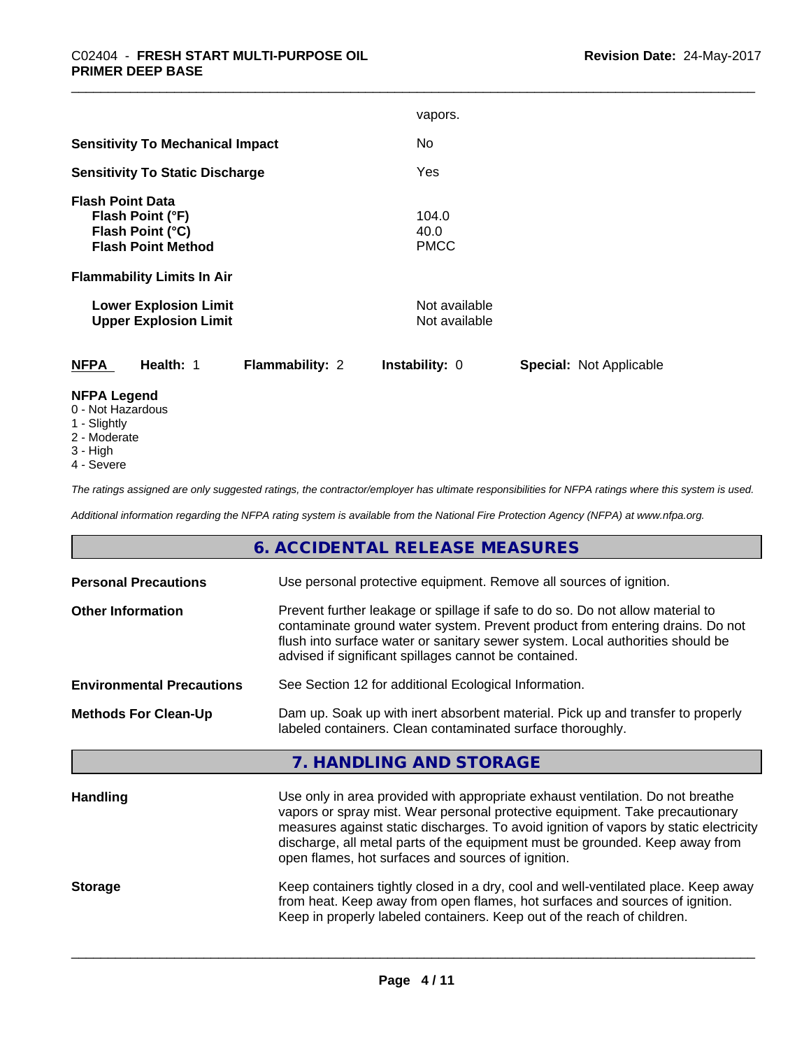vapors.

| | |
|---|---|
| **Sensitivity To Mechanical Impact** | No |
| **Sensitivity To Static Discharge** | Yes |
| **Flash Point Data** | |
| **Flash Point (°F)** | 104.0 |
| **Flash Point (°C)** | 40.0 |
| **Flash Point Method** | PMCC |
| **Flammability Limits In Air** | |
| **Lower Explosion Limit** | Not available |
| **Upper Explosion Limit** | Not available |

**NFPA** **Health:** 1 **Flammability:** 2 **Instability:** 0 **Special:** Not Applicable

**NFPA Legend**

- 0 - Not Hazardous
- 1 - Slightly
- 2 - Moderate
- 3 - High
- 4 - Severe

*The ratings assigned are only suggested ratings, the contractor/employer has ultimate responsibilities for NFPA ratings where this system is used.*

*Additional information regarding the NFPA rating system is available from the National Fire Protection Agency (NFPA) at www.nfpa.org.*

## 6. ACCIDENTAL RELEASE MEASURES

| | |
|---|---|
| **Personal Precautions** | Use personal protective equipment. Remove all sources of ignition. |
| **Other Information** | Prevent further leakage or spillage if safe to do so. Do not allow material to contaminate ground water system. Prevent product from entering drains. Do not flush into surface water or sanitary sewer system. Local authorities should be advised if significant spillages cannot be contained. |
| **Environmental Precautions** | See Section 12 for additional Ecological Information. |
| **Methods For Clean-Up** | Dam up. Soak up with inert absorbent material. Pick up and transfer to properly labeled containers. Clean contaminated surface thoroughly. |

## 7. HANDLING AND STORAGE

| | |
|---|---|
| **Handling** | Use only in area provided with appropriate exhaust ventilation. Do not breathe vapors or spray mist. Wear personal protective equipment. Take precautionary measures against static discharges. To avoid ignition of vapors by static electricity discharge, all metal parts of the equipment must be grounded. Keep away from open flames, hot surfaces and sources of ignition. |
| **Storage** | Keep containers tightly closed in a dry, cool and well-ventilated place. Keep away from heat. Keep away from open flames, hot surfaces and sources of ignition. Keep in properly labeled containers. Keep out of the reach of children. |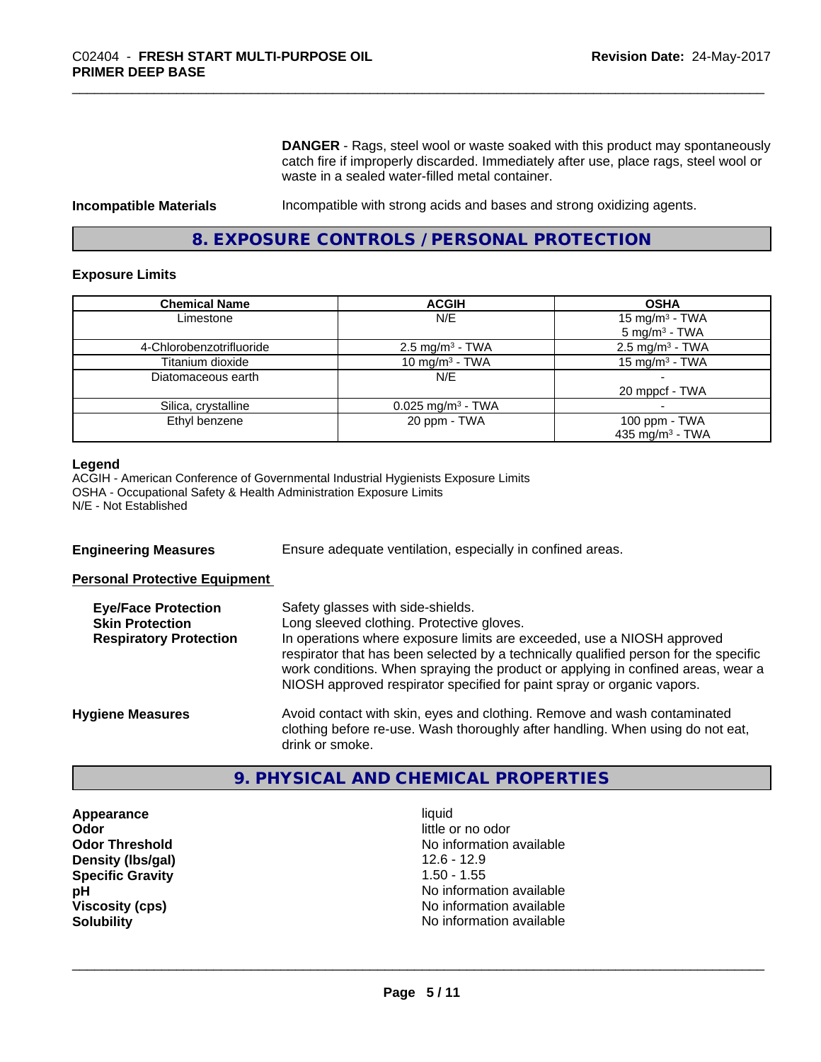**DANGER** - Rags, steel wool or waste soaked with this product may spontaneously catch fire if improperly discarded. Immediately after use, place rags, steel wool or waste in a sealed water-filled metal container.

**Incompatible Materials** Incompatible with strong acids and bases and strong oxidizing agents.

## 8. EXPOSURE CONTROLS / PERSONAL PROTECTION

### Exposure Limits

| Chemical Name | ACGIH | OSHA |
|---|---|---|
| Limestone | N/E | 15 mg/m³ - TWA<br>5 mg/m³ - TWA |
| 4-Chlorobenzotrifluoride | 2.5 mg/m³ - TWA | 2.5 mg/m³ - TWA |
| Titanium dioxide | 10 mg/m³ - TWA | 15 mg/m³ - TWA |
| Diatomaceous earth | N/E | -<br>20 mppcf - TWA |
| Silica, crystalline | 0.025 mg/m³ - TWA | - |
| Ethyl benzene | 20 ppm - TWA | 100 ppm - TWA<br>435 mg/m³ - TWA |

**Legend**
ACGIH - American Conference of Governmental Industrial Hygienists Exposure Limits
OSHA - Occupational Safety & Health Administration Exposure Limits
N/E - Not Established

**Engineering Measures** Ensure adequate ventilation, especially in confined areas.

**Personal Protective Equipment**

**Eye/Face Protection** Safety glasses with side-shields.

**Skin Protection** Long sleeved clothing. Protective gloves.

**Respiratory Protection** In operations where exposure limits are exceeded, use a NIOSH approved respirator that has been selected by a technically qualified person for the specific work conditions. When spraying the product or applying in confined areas, wear a NIOSH approved respirator specified for paint spray or organic vapors.

**Hygiene Measures** Avoid contact with skin, eyes and clothing. Remove and wash contaminated clothing before re-use. Wash thoroughly after handling. When using do not eat, drink or smoke.

## 9. PHYSICAL AND CHEMICAL PROPERTIES

| | |
|---|---|
| **Appearance** | liquid |
| **Odor** | little or no odor |
| **Odor Threshold** | No information available |
| **Density (lbs/gal)** | 12.6 - 12.9 |
| **Specific Gravity** | 1.50 - 1.55 |
| **pH** | No information available |
| **Viscosity (cps)** | No information available |
| **Solubility** | No information available |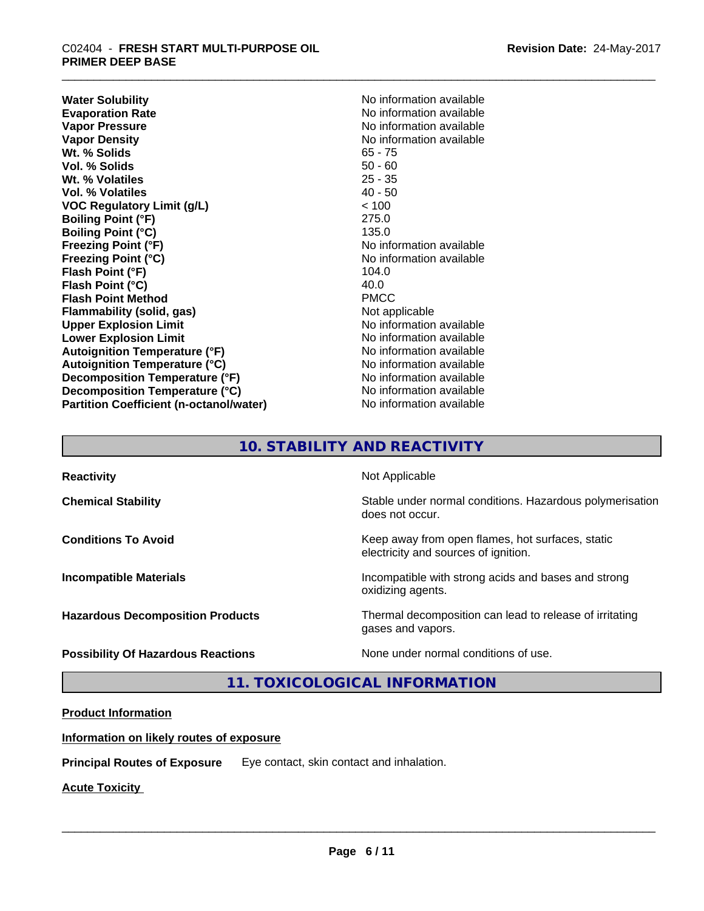| | |
|---|---|
| **Water Solubility** | No information available |
| **Evaporation Rate** | No information available |
| **Vapor Pressure** | No information available |
| **Vapor Density** | No information available |
| **Wt. % Solids** | 65 - 75 |
| **Vol. % Solids** | 50 - 60 |
| **Wt. % Volatiles** | 25 - 35 |
| **Vol. % Volatiles** | 40 - 50 |
| **VOC Regulatory Limit (g/L)** | < 100 |
| **Boiling Point (°F)** | 275.0 |
| **Boiling Point (°C)** | 135.0 |
| **Freezing Point (°F)** | No information available |
| **Freezing Point (°C)** | No information available |
| **Flash Point (°F)** | 104.0 |
| **Flash Point (°C)** | 40.0 |
| **Flash Point Method** | PMCC |
| **Flammability (solid, gas)** | Not applicable |
| **Upper Explosion Limit** | No information available |
| **Lower Explosion Limit** | No information available |
| **Autoignition Temperature (°F)** | No information available |
| **Autoignition Temperature (°C)** | No information available |
| **Decomposition Temperature (°F)** | No information available |
| **Decomposition Temperature (°C)** | No information available |
| **Partition Coefficient (n-octanol/water)** | No information available |

## 10. STABILITY AND REACTIVITY

| | |
|---|---|
| **Reactivity** | Not Applicable |
| **Chemical Stability** | Stable under normal conditions. Hazardous polymerisation does not occur. |
| **Conditions To Avoid** | Keep away from open flames, hot surfaces, static electricity and sources of ignition. |
| **Incompatible Materials** | Incompatible with strong acids and bases and strong oxidizing agents. |
| **Hazardous Decomposition Products** | Thermal decomposition can lead to release of irritating gases and vapors. |
| **Possibility Of Hazardous Reactions** | None under normal conditions of use. |

## 11. TOXICOLOGICAL INFORMATION

**Product Information**

**Information on likely routes of exposure**

**Principal Routes of Exposure** Eye contact, skin contact and inhalation.

**Acute Toxicity**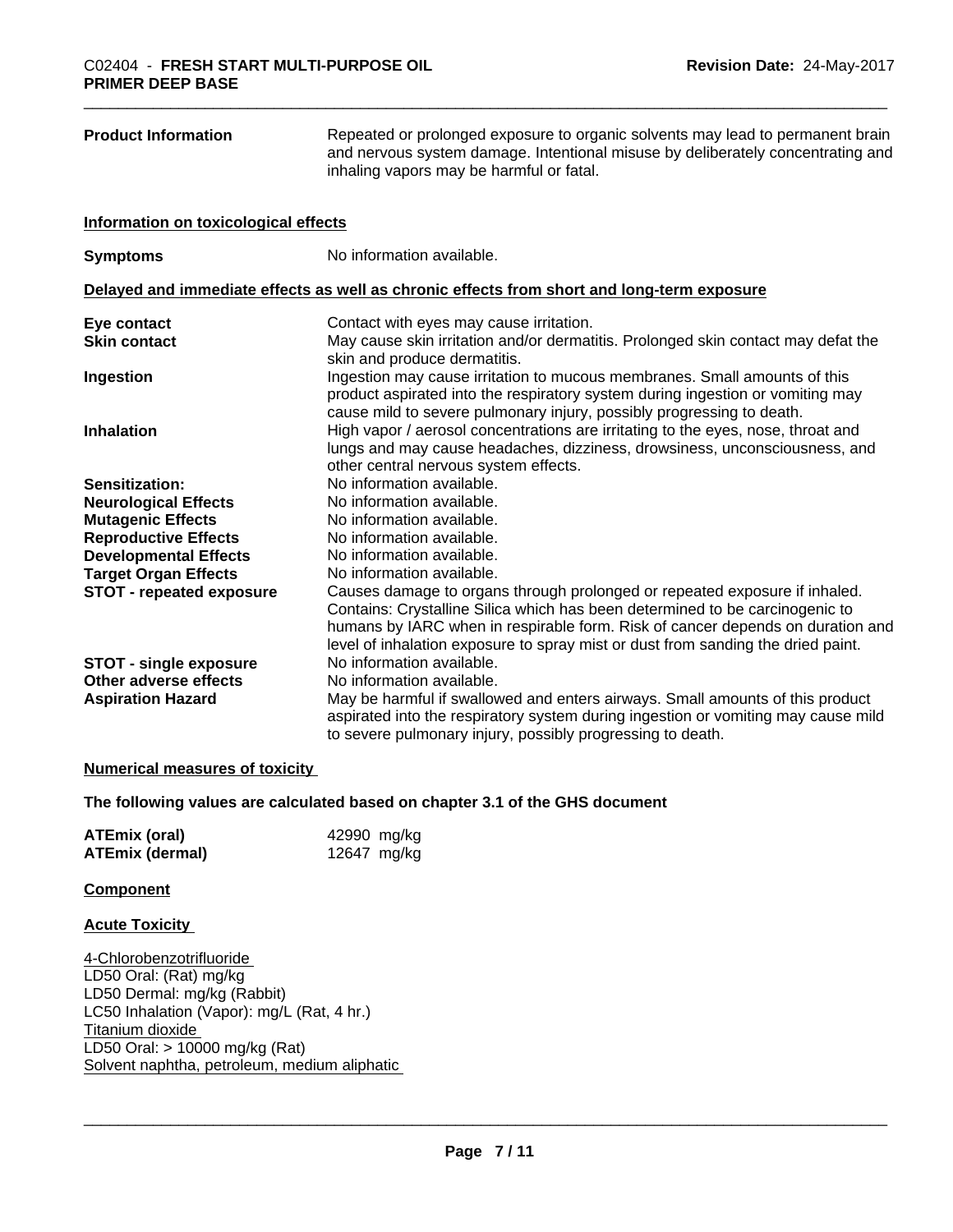| | |
|---|---|
| **Product Information** | Repeated or prolonged exposure to organic solvents may lead to permanent brain and nervous system damage. Intentional misuse by deliberately concentrating and inhaling vapors may be harmful or fatal. |

**Information on toxicological effects**

| | |
|---|---|
| **Symptoms** | No information available. |

**Delayed and immediate effects as well as chronic effects from short and long-term exposure**

| | |
|---|---|
| **Eye contact** | Contact with eyes may cause irritation. |
| **Skin contact** | May cause skin irritation and/or dermatitis. Prolonged skin contact may defat the skin and produce dermatitis. |
| **Ingestion** | Ingestion may cause irritation to mucous membranes. Small amounts of this product aspirated into the respiratory system during ingestion or vomiting may cause mild to severe pulmonary injury, possibly progressing to death. |
| **Inhalation** | High vapor / aerosol concentrations are irritating to the eyes, nose, throat and lungs and may cause headaches, dizziness, drowsiness, unconsciousness, and other central nervous system effects. |
| **Sensitization:** | No information available. |
| **Neurological Effects** | No information available. |
| **Mutagenic Effects** | No information available. |
| **Reproductive Effects** | No information available. |
| **Developmental Effects** | No information available. |
| **Target Organ Effects** | No information available. |
| **STOT - repeated exposure** | Causes damage to organs through prolonged or repeated exposure if inhaled. Contains: Crystalline Silica which has been determined to be carcinogenic to humans by IARC when in respirable form. Risk of cancer depends on duration and level of inhalation exposure to spray mist or dust from sanding the dried paint. |
| **STOT - single exposure** | No information available. |
| **Other adverse effects** | No information available. |
| **Aspiration Hazard** | May be harmful if swallowed and enters airways. Small amounts of this product aspirated into the respiratory system during ingestion or vomiting may cause mild to severe pulmonary injury, possibly progressing to death. |

**Numerical measures of toxicity**

**The following values are calculated based on chapter 3.1 of the GHS document**

| | |
|---|---|
| **ATEmix (oral)** | 42990 mg/kg |
| **ATEmix (dermal)** | 12647 mg/kg |

**Component**

**Acute Toxicity**

4-Chlorobenzotrifluoride
LD50 Oral: (Rat) mg/kg
LD50 Dermal: mg/kg (Rabbit)
LC50 Inhalation (Vapor): mg/L (Rat, 4 hr.)
Titanium dioxide
LD50 Oral: > 10000 mg/kg (Rat)
Solvent naphtha, petroleum, medium aliphatic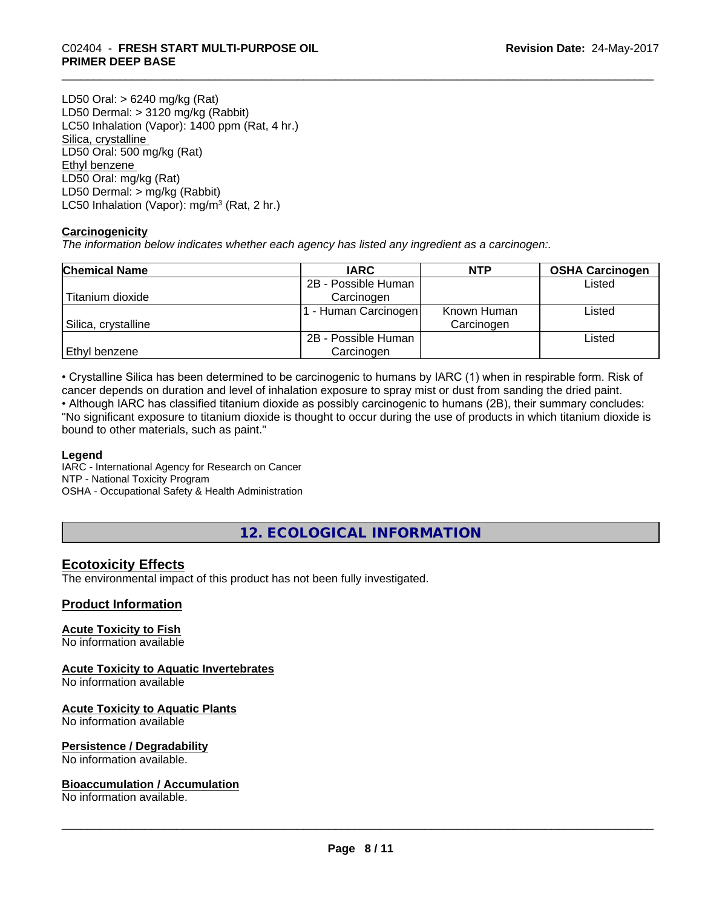LD50 Oral: > 6240 mg/kg (Rat)
LD50 Dermal: > 3120 mg/kg (Rabbit)
LC50 Inhalation (Vapor): 1400 ppm (Rat, 4 hr.)
Silica, crystalline
LD50 Oral: 500 mg/kg (Rat)
Ethyl benzene
LD50 Oral: mg/kg (Rat)
LD50 Dermal: > mg/kg (Rabbit)
LC50 Inhalation (Vapor): mg/m$^3$ (Rat, 2 hr.)

**Carcinogenicity**
*The information below indicates whether each agency has listed any ingredient as a carcinogen:.*

| Chemical Name | IARC | NTP | OSHA Carcinogen |
|---|---|---|---|
| Titanium dioxide | 2B - Possible Human Carcinogen | | Listed |
| Silica, crystalline | 1 - Human Carcinogen | Known Human Carcinogen | Listed |
| Ethyl benzene | 2B - Possible Human Carcinogen | | Listed |

• Crystalline Silica has been determined to be carcinogenic to humans by IARC (1) when in respirable form. Risk of cancer depends on duration and level of inhalation exposure to spray mist or dust from sanding the dried paint.
• Although IARC has classified titanium dioxide as possibly carcinogenic to humans (2B), their summary concludes: "No significant exposure to titanium dioxide is thought to occur during the use of products in which titanium dioxide is bound to other materials, such as paint."

**Legend**
IARC - International Agency for Research on Cancer
NTP - National Toxicity Program
OSHA - Occupational Safety & Health Administration

# 12. ECOLOGICAL INFORMATION

## Ecotoxicity Effects
The environmental impact of this product has not been fully investigated.

## Product Information

**Acute Toxicity to Fish**
No information available

**Acute Toxicity to Aquatic Invertebrates**
No information available

**Acute Toxicity to Aquatic Plants**
No information available

**Persistence / Degradability**
No information available.

**Bioaccumulation / Accumulation**
No information available.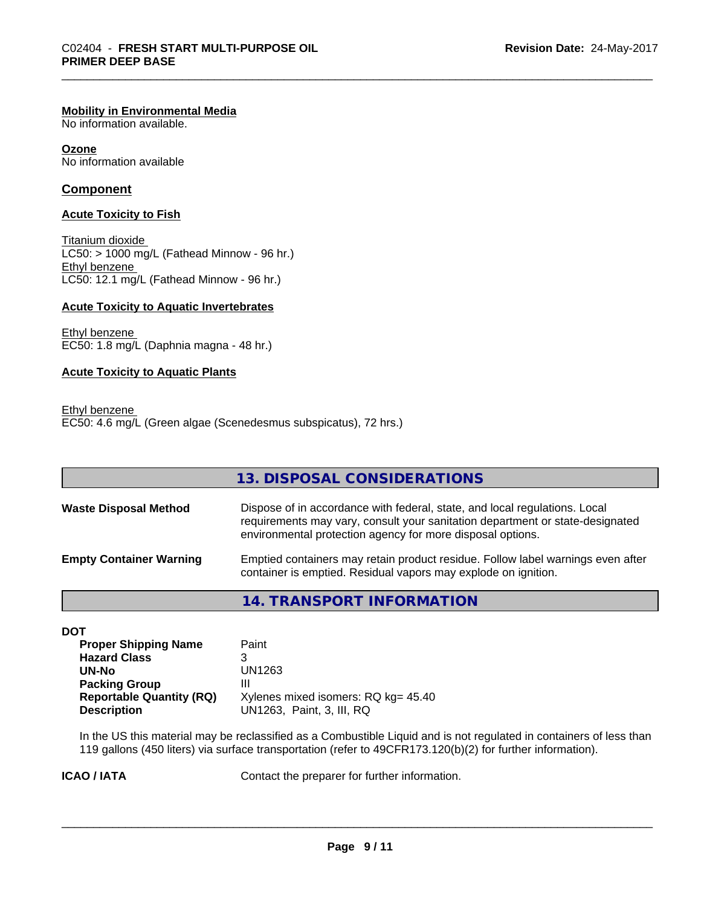**Mobility in Environmental Media**
No information available.

**Ozone**
No information available

## Component

**Acute Toxicity to Fish**

Titanium dioxide
LC50: > 1000 mg/L (Fathead Minnow - 96 hr.)
Ethyl benzene
LC50: 12.1 mg/L (Fathead Minnow - 96 hr.)

**Acute Toxicity to Aquatic Invertebrates**

Ethyl benzene
EC50: 1.8 mg/L (Daphnia magna - 48 hr.)

**Acute Toxicity to Aquatic Plants**

Ethyl benzene
EC50: 4.6 mg/L (Green algae (Scenedesmus subspicatus), 72 hrs.)

## 13. DISPOSAL CONSIDERATIONS

| | |
|---|---|
| **Waste Disposal Method** | Dispose of in accordance with federal, state, and local regulations. Local requirements may vary, consult your sanitation department or state-designated environmental protection agency for more disposal options. |
| **Empty Container Warning** | Emptied containers may retain product residue. Follow label warnings even after container is emptied. Residual vapors may explode on ignition. |

## 14. TRANSPORT INFORMATION

**DOT**

| | |
|---|---|
| **Proper Shipping Name** | Paint |
| **Hazard Class** | 3 |
| **UN-No** | UN1263 |
| **Packing Group** | III |
| **Reportable Quantity (RQ)** | Xylenes mixed isomers: RQ kg= 45.40 |
| **Description** | UN1263, Paint, 3, III, RQ |

In the US this material may be reclassified as a Combustible Liquid and is not regulated in containers of less than 119 gallons (450 liters) via surface transportation (refer to 49CFR173.120(b)(2) for further information).

**ICAO / IATA** Contact the preparer for further information.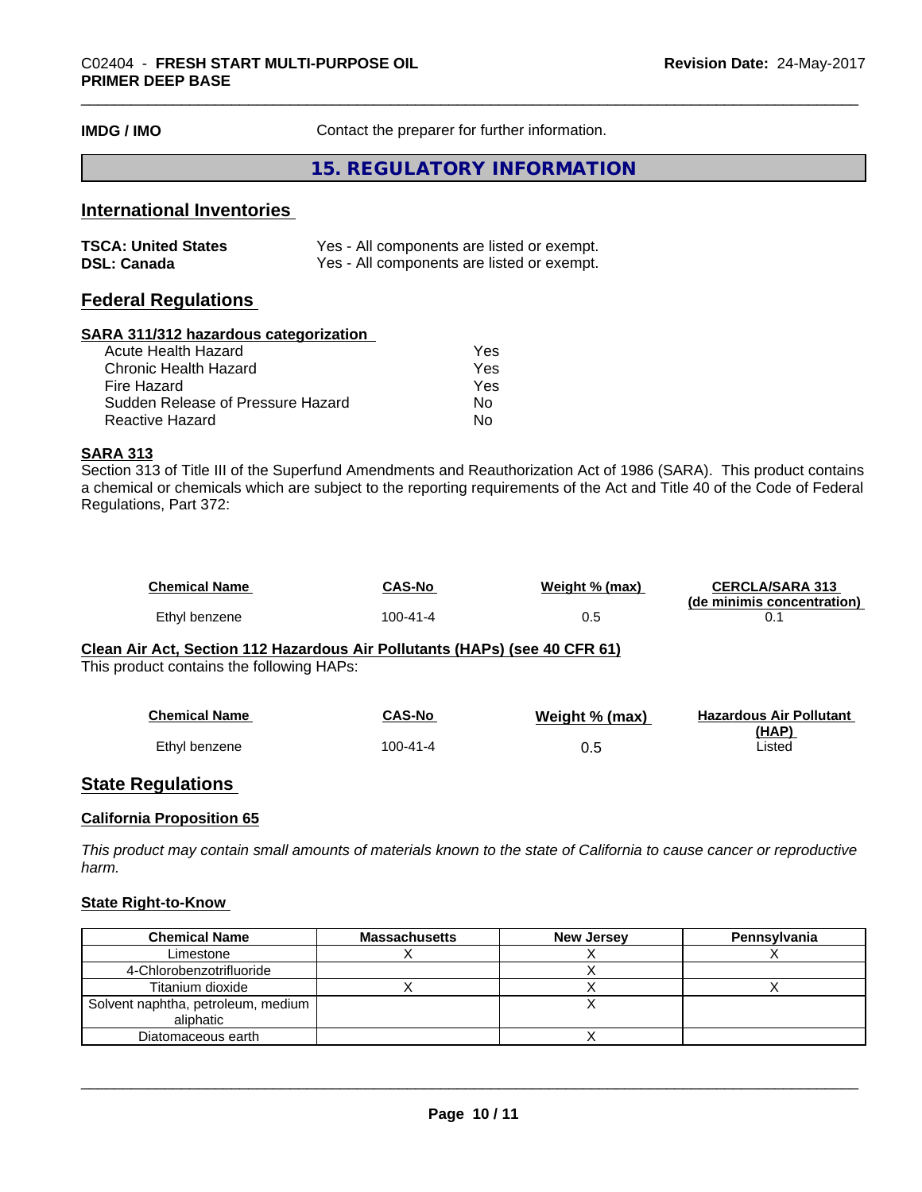**IMDG / IMO** Contact the preparer for further information.

## 15. REGULATORY INFORMATION

### International Inventories

| | |
|---|---|
| **TSCA: United States** | Yes - All components are listed or exempt. |
| **DSL: Canada** | Yes - All components are listed or exempt. |

### Federal Regulations

**SARA 311/312 hazardous categorization**

| | |
|---|---|
| Acute Health Hazard | Yes |
| Chronic Health Hazard | Yes |
| Fire Hazard | Yes |
| Sudden Release of Pressure Hazard | No |
| Reactive Hazard | No |

**SARA 313**

Section 313 of Title III of the Superfund Amendments and Reauthorization Act of 1986 (SARA). This product contains a chemical or chemicals which are subject to the reporting requirements of the Act and Title 40 of the Code of Federal Regulations, Part 372:

| Chemical Name | CAS-No | Weight % (max) | CERCLA/SARA 313 (de minimis concentration) |
|---|---|---|---|
| Ethyl benzene | 100-41-4 | 0.5 | 0.1 |

**Clean Air Act, Section 112 Hazardous Air Pollutants (HAPs) (see 40 CFR 61)**

This product contains the following HAPs:

| Chemical Name | CAS-No | Weight % (max) | Hazardous Air Pollutant (HAP) |
|---|---|---|---|
| Ethyl benzene | 100-41-4 | 0.5 | Listed |

### State Regulations

**California Proposition 65**

*This product may contain small amounts of materials known to the state of California to cause cancer or reproductive harm.*

**State Right-to-Know**

| Chemical Name | Massachusetts | New Jersey | Pennsylvania |
|---|---|---|---|
| Limestone | X | X | X |
| 4-Chlorobenzotrifluoride | | X | |
| Titanium dioxide | X | X | X |
| Solvent naphtha, petroleum, medium aliphatic | | X | |
| Diatomaceous earth | | X | |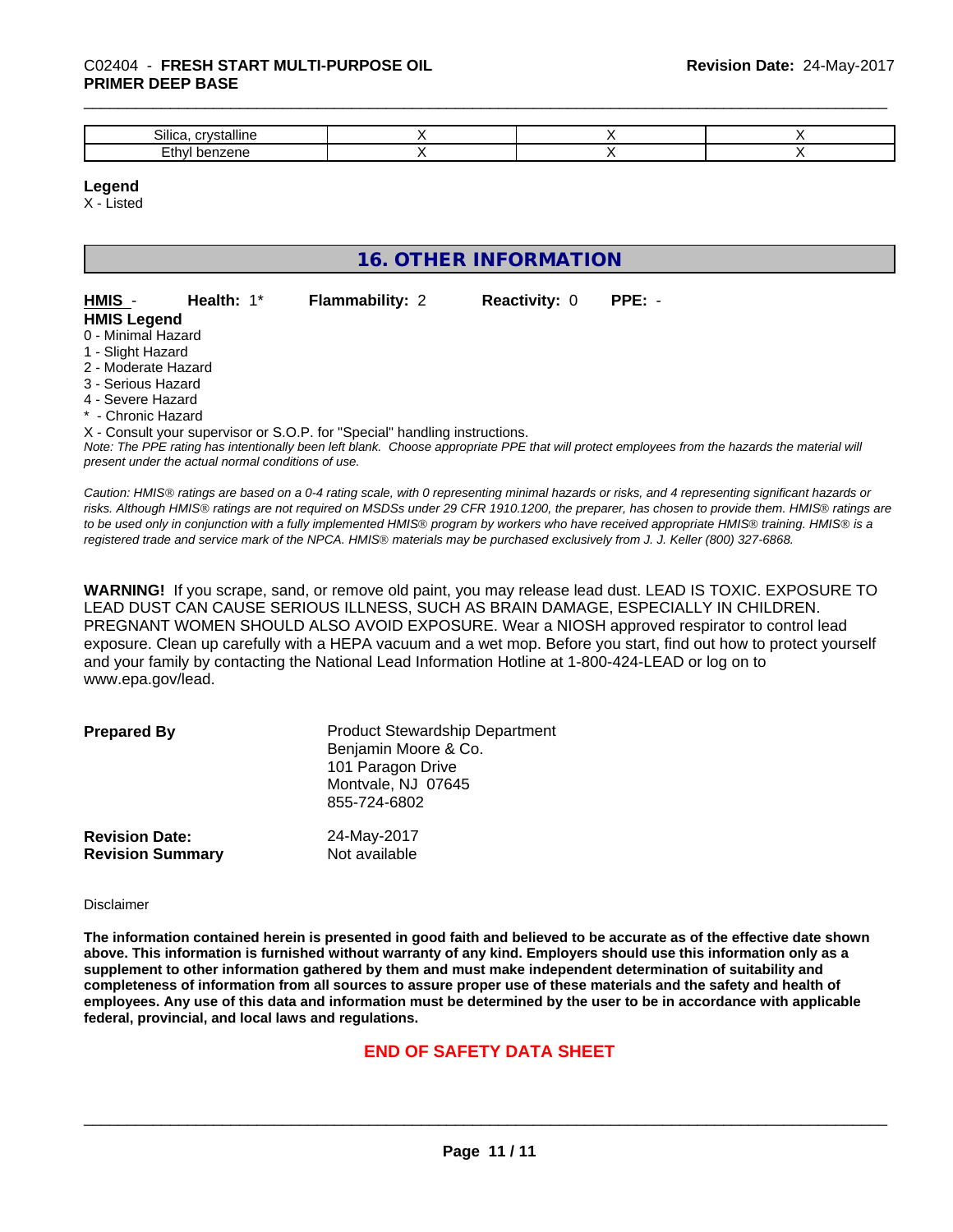| | | | |
|---|---|---|---|
| Silica, crystalline | X | X | X |
| Ethyl benzene | X | X | X |

**Legend**
X - Listed

## 16. OTHER INFORMATION

**HMIS** - **Health:** 1* **Flammability:** 2 **Reactivity:** 0 **PPE:** -

**HMIS Legend**
0 - Minimal Hazard
1 - Slight Hazard
2 - Moderate Hazard
3 - Serious Hazard
4 - Severe Hazard
* - Chronic Hazard
X - Consult your supervisor or S.O.P. for "Special" handling instructions.

*Note: The PPE rating has intentionally been left blank. Choose appropriate PPE that will protect employees from the hazards the material will present under the actual normal conditions of use.*

*Caution: HMIS® ratings are based on a 0-4 rating scale, with 0 representing minimal hazards or risks, and 4 representing significant hazards or risks. Although HMIS® ratings are not required on MSDSs under 29 CFR 1910.1200, the preparer, has chosen to provide them. HMIS® ratings are to be used only in conjunction with a fully implemented HMIS® program by workers who have received appropriate HMIS® training. HMIS® is a registered trade and service mark of the NPCA. HMIS® materials may be purchased exclusively from J. J. Keller (800) 327-6868.*

**WARNING!** If you scrape, sand, or remove old paint, you may release lead dust. LEAD IS TOXIC. EXPOSURE TO LEAD DUST CAN CAUSE SERIOUS ILLNESS, SUCH AS BRAIN DAMAGE, ESPECIALLY IN CHILDREN. PREGNANT WOMEN SHOULD ALSO AVOID EXPOSURE. Wear a NIOSH approved respirator to control lead exposure. Clean up carefully with a HEPA vacuum and a wet mop. Before you start, find out how to protect yourself and your family by contacting the National Lead Information Hotline at 1-800-424-LEAD or log on to www.epa.gov/lead.

**Prepared By**
Product Stewardship Department
Benjamin Moore & Co.
101 Paragon Drive
Montvale, NJ 07645
855-724-6802

**Revision Date:** 24-May-2017
**Revision Summary** Not available

Disclaimer

**The information contained herein is presented in good faith and believed to be accurate as of the effective date shown above. This information is furnished without warranty of any kind. Employers should use this information only as a supplement to other information gathered by them and must make independent determination of suitability and completeness of information from all sources to assure proper use of these materials and the safety and health of employees. Any use of this data and information must be determined by the user to be in accordance with applicable federal, provincial, and local laws and regulations.**

**END OF SAFETY DATA SHEET**